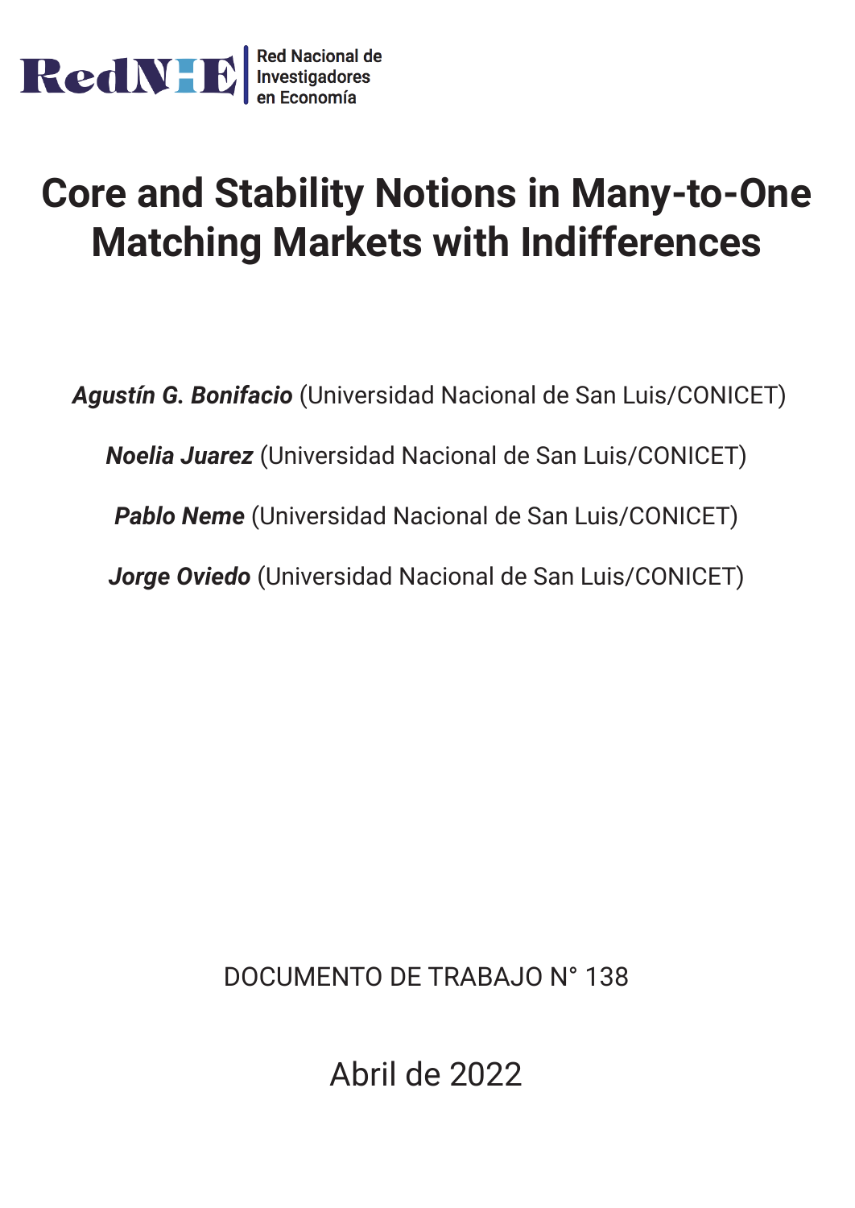RedNIE Red Nacional de Investigadores en Economía

# Core and Stability Notions in Many-to-One Matching Markets with Indifferences

***Agustín G. Bonifacio*** (Universidad Nacional de San Luis/CONICET)

***Noelia Juarez*** (Universidad Nacional de San Luis/CONICET)

***Pablo Neme*** (Universidad Nacional de San Luis/CONICET)

***Jorge Oviedo*** (Universidad Nacional de San Luis/CONICET)

DOCUMENTO DE TRABAJO N° 138

Abril de 2022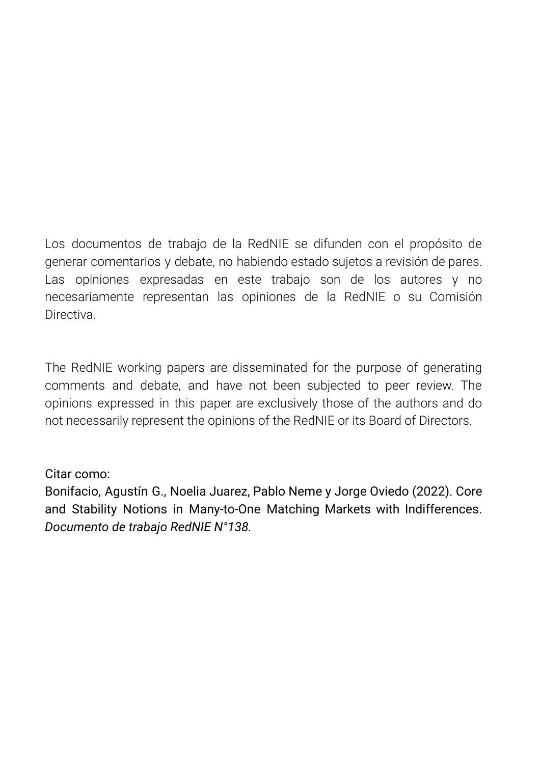Los documentos de trabajo de la RedNIE se difunden con el propósito de generar comentarios y debate, no habiendo estado sujetos a revisión de pares. Las opiniones expresadas en este trabajo son de los autores y no necesariamente representan las opiniones de la RedNIE o su Comisión Directiva.

The RedNIE working papers are disseminated for the purpose of generating comments and debate, and have not been subjected to peer review. The opinions expressed in this paper are exclusively those of the authors and do not necessarily represent the opinions of the RedNIE or its Board of Directors.

Citar como:
Bonifacio, Agustín G., Noelia Juarez, Pablo Neme y Jorge Oviedo (2022). Core and Stability Notions in Many-to-One Matching Markets with Indifferences. *Documento de trabajo RedNIE N°138.*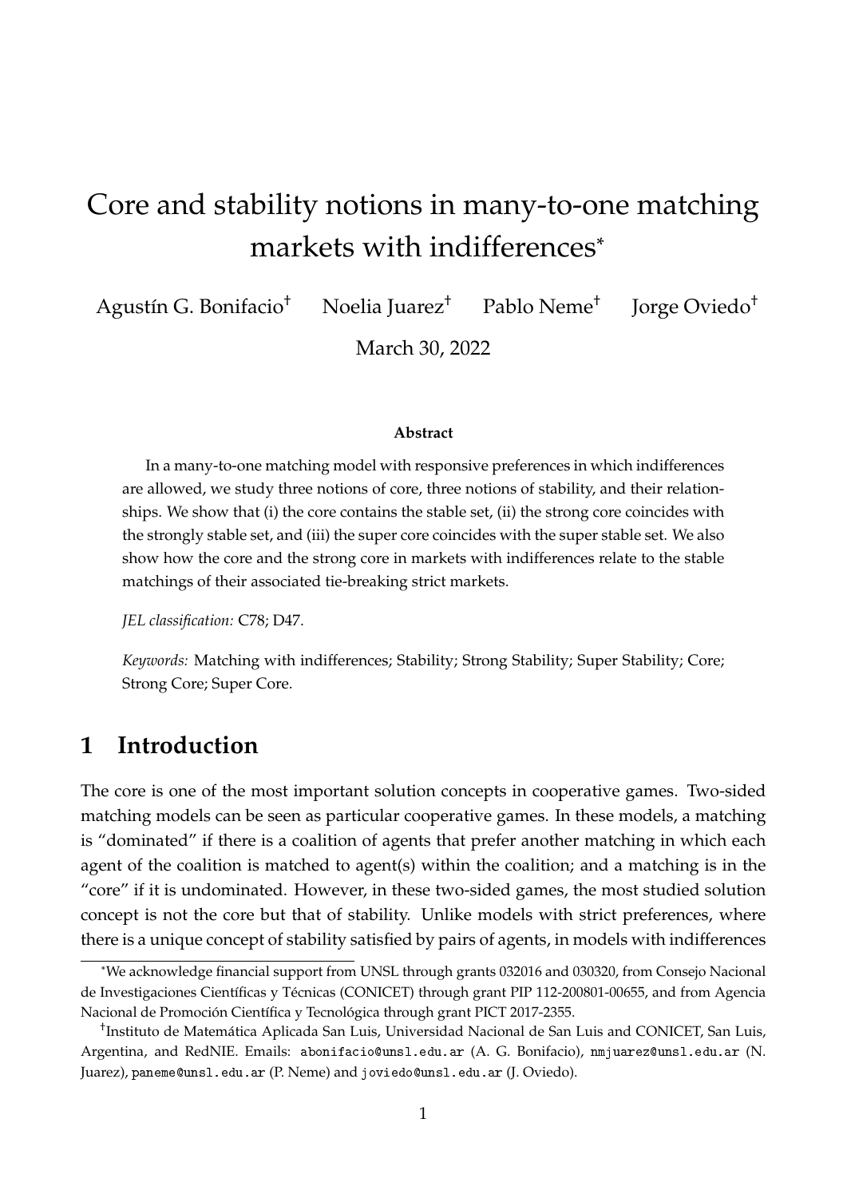# Core and stability notions in many-to-one matching markets with indifferences*

Agustín G. Bonifacio[†] Noelia Juarez[†] Pablo Neme[†] Jorge Oviedo[†]

March 30, 2022

#### Abstract

In a many-to-one matching model with responsive preferences in which indifferences are allowed, we study three notions of core, three notions of stability, and their relationships. We show that (i) the core contains the stable set, (ii) the strong core coincides with the strongly stable set, and (iii) the super core coincides with the super stable set. We also show how the core and the strong core in markets with indifferences relate to the stable matchings of their associated tie-breaking strict markets.

*JEL classification:* C78; D47.

*Keywords:* Matching with indifferences; Stability; Strong Stability; Super Stability; Core; Strong Core; Super Core.

## 1 Introduction

The core is one of the most important solution concepts in cooperative games. Two-sided matching models can be seen as particular cooperative games. In these models, a matching is "dominated" if there is a coalition of agents that prefer another matching in which each agent of the coalition is matched to agent(s) within the coalition; and a matching is in the "core" if it is undominated. However, in these two-sided games, the most studied solution concept is not the core but that of stability. Unlike models with strict preferences, where there is a unique concept of stability satisfied by pairs of agents, in models with indifferences

---

*We acknowledge financial support from UNSL through grants 032016 and 030320, from Consejo Nacional de Investigaciones Científicas y Técnicas (CONICET) through grant PIP 112-200801-00655, and from Agencia Nacional de Promoción Científica y Tecnológica through grant PICT 2017-2355.

[†]Instituto de Matemática Aplicada San Luis, Universidad Nacional de San Luis and CONICET, San Luis, Argentina, and RedNIE. Emails: abonifacio@unsl.edu.ar (A. G. Bonifacio), nmjuarez@unsl.edu.ar (N. Juarez), paneme@unsl.edu.ar (P. Neme) and joviedo@unsl.edu.ar (J. Oviedo).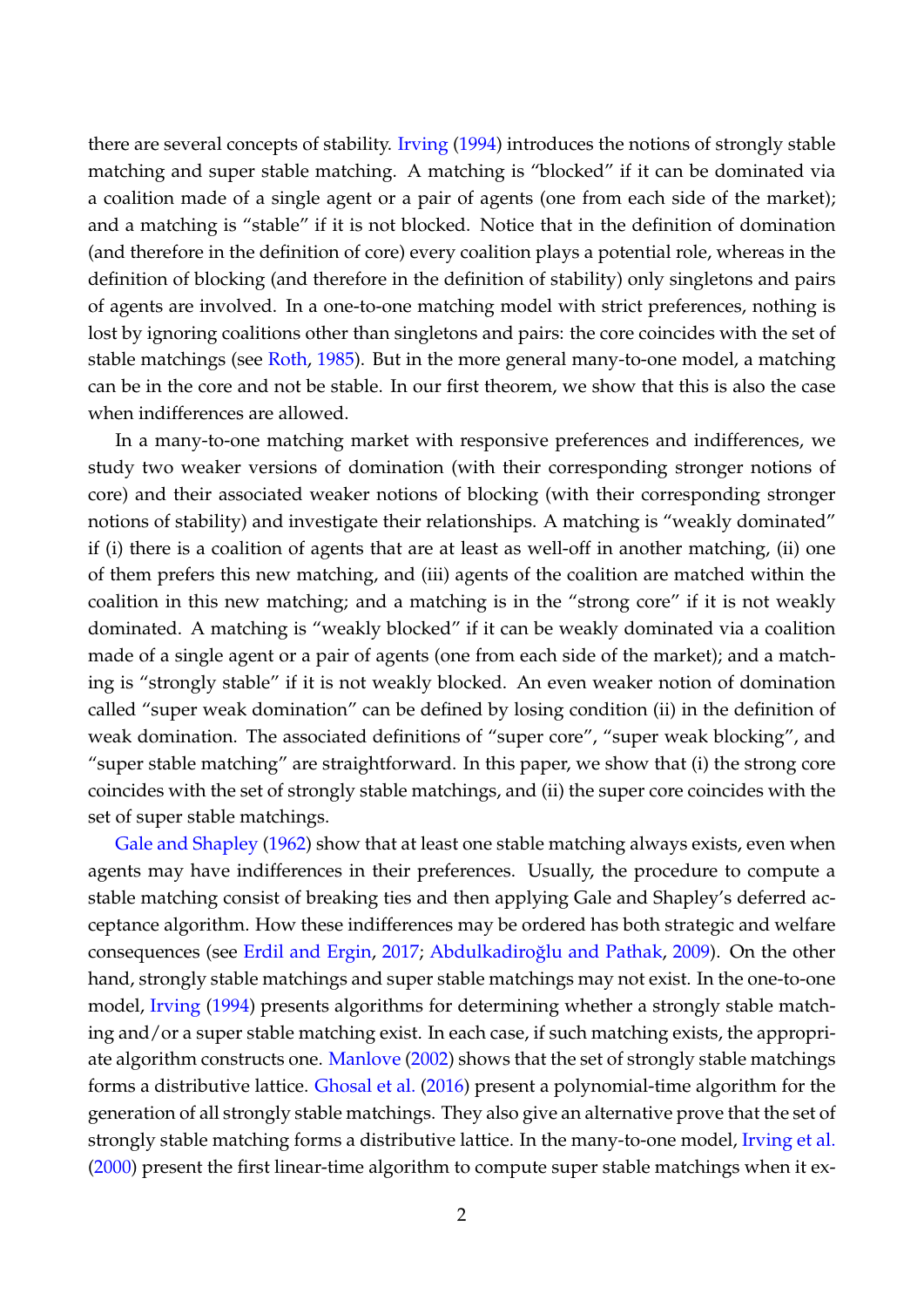there are several concepts of stability. Irving (1994) introduces the notions of strongly stable matching and super stable matching. A matching is "blocked" if it can be dominated via a coalition made of a single agent or a pair of agents (one from each side of the market); and a matching is "stable" if it is not blocked. Notice that in the definition of domination (and therefore in the definition of core) every coalition plays a potential role, whereas in the definition of blocking (and therefore in the definition of stability) only singletons and pairs of agents are involved. In a one-to-one matching model with strict preferences, nothing is lost by ignoring coalitions other than singletons and pairs: the core coincides with the set of stable matchings (see Roth, 1985). But in the more general many-to-one model, a matching can be in the core and not be stable. In our first theorem, we show that this is also the case when indifferences are allowed.

In a many-to-one matching market with responsive preferences and indifferences, we study two weaker versions of domination (with their corresponding stronger notions of core) and their associated weaker notions of blocking (with their corresponding stronger notions of stability) and investigate their relationships. A matching is "weakly dominated" if (i) there is a coalition of agents that are at least as well-off in another matching, (ii) one of them prefers this new matching, and (iii) agents of the coalition are matched within the coalition in this new matching; and a matching is in the "strong core" if it is not weakly dominated. A matching is "weakly blocked" if it can be weakly dominated via a coalition made of a single agent or a pair of agents (one from each side of the market); and a matching is "strongly stable" if it is not weakly blocked. An even weaker notion of domination called "super weak domination" can be defined by losing condition (ii) in the definition of weak domination. The associated definitions of "super core", "super weak blocking", and "super stable matching" are straightforward. In this paper, we show that (i) the strong core coincides with the set of strongly stable matchings, and (ii) the super core coincides with the set of super stable matchings.

Gale and Shapley (1962) show that at least one stable matching always exists, even when agents may have indifferences in their preferences. Usually, the procedure to compute a stable matching consist of breaking ties and then applying Gale and Shapley's deferred acceptance algorithm. How these indifferences may be ordered has both strategic and welfare consequences (see Erdil and Ergin, 2017; Abdulkadiroğlu and Pathak, 2009). On the other hand, strongly stable matchings and super stable matchings may not exist. In the one-to-one model, Irving (1994) presents algorithms for determining whether a strongly stable matching and/or a super stable matching exist. In each case, if such matching exists, the appropriate algorithm constructs one. Manlove (2002) shows that the set of strongly stable matchings forms a distributive lattice. Ghosal et al. (2016) present a polynomial-time algorithm for the generation of all strongly stable matchings. They also give an alternative prove that the set of strongly stable matching forms a distributive lattice. In the many-to-one model, Irving et al. (2000) present the first linear-time algorithm to compute super stable matchings when it ex-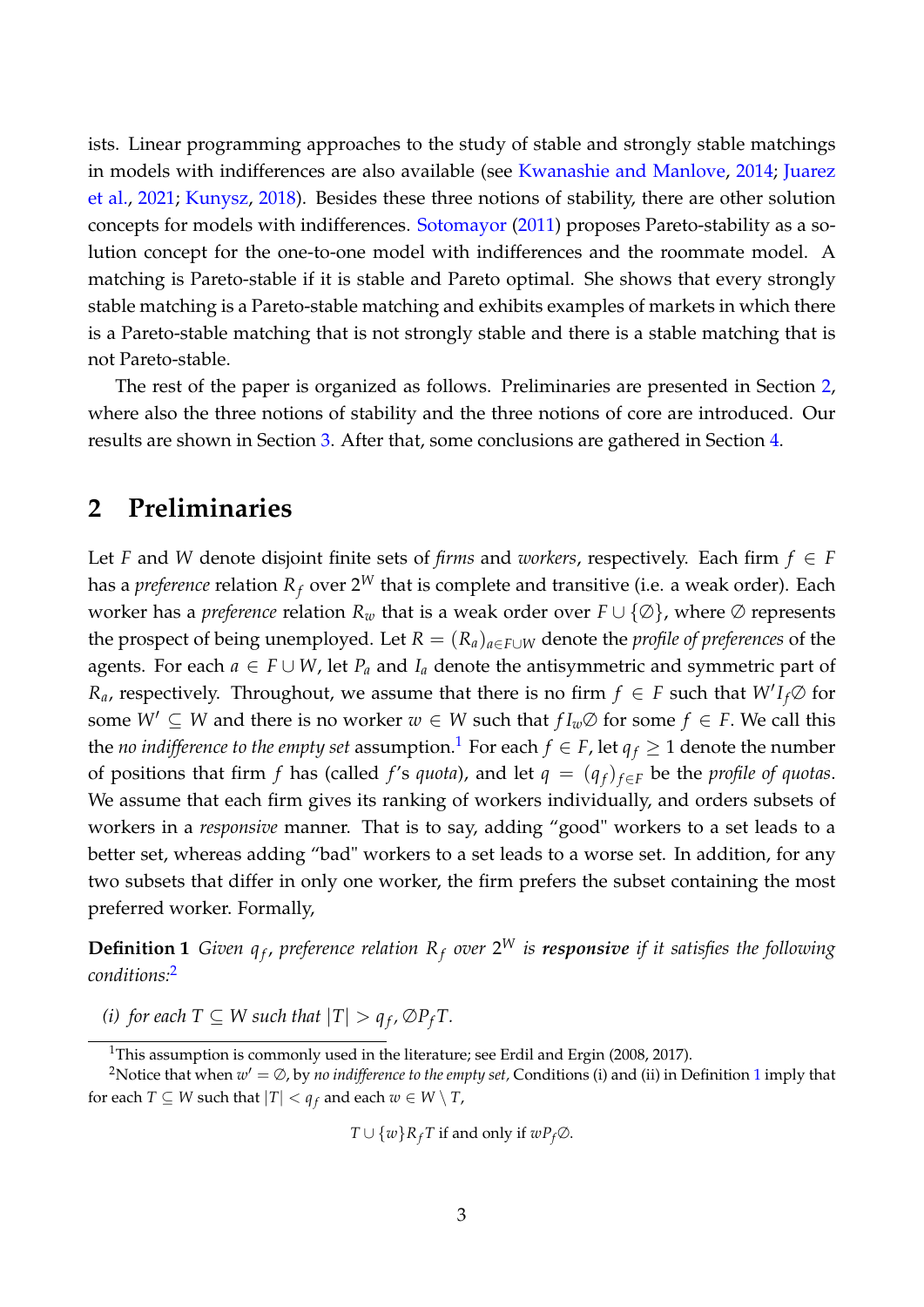ists. Linear programming approaches to the study of stable and strongly stable matchings in models with indifferences are also available (see Kwanashie and Manlove, 2014; Juarez et al., 2021; Kunysz, 2018). Besides these three notions of stability, there are other solution concepts for models with indifferences. Sotomayor (2011) proposes Pareto-stability as a solution concept for the one-to-one model with indifferences and the roommate model. A matching is Pareto-stable if it is stable and Pareto optimal. She shows that every strongly stable matching is a Pareto-stable matching and exhibits examples of markets in which there is a Pareto-stable matching that is not strongly stable and there is a stable matching that is not Pareto-stable.

The rest of the paper is organized as follows. Preliminaries are presented in Section 2, where also the three notions of stability and the three notions of core are introduced. Our results are shown in Section 3. After that, some conclusions are gathered in Section 4.

## 2 Preliminaries

Let $F$ and $W$ denote disjoint finite sets of *firms* and *workers*, respectively. Each firm $f \in F$ has a *preference* relation $R_f$ over $2^W$ that is complete and transitive (i.e. a weak order). Each worker has a *preference* relation $R_w$ that is a weak order over $F \cup \{\emptyset\}$, where $\emptyset$ represents the prospect of being unemployed. Let $R = (R_a)_{a \in F \cup W}$ denote the *profile of preferences* of the agents. For each $a \in F \cup W$, let $P_a$ and $I_a$ denote the antisymmetric and symmetric part of $R_a$, respectively. Throughout, we assume that there is no firm $f \in F$ such that $W' I_f \emptyset$ for some $W' \subseteq W$ and there is no worker $w \in W$ such that $f I_w \emptyset$ for some $f \in F$. We call this the *no indifference to the empty set* assumption.[1] For each $f \in F$, let $q_f \geq 1$ denote the number of positions that firm $f$ has (called $f$'s *quota*), and let $q = (q_f)_{f \in F}$ be the *profile of quotas*. We assume that each firm gives its ranking of workers individually, and orders subsets of workers in a *responsive* manner. That is to say, adding "good" workers to a set leads to a better set, whereas adding "bad" workers to a set leads to a worse set. In addition, for any two subsets that differ in only one worker, the firm prefers the subset containing the most preferred worker. Formally,

**Definition 1** *Given $q_f$, preference relation $R_f$ over $2^W$ is **responsive** if it satisfies the following conditions:*[2]

*(i) for each $T \subseteq W$ such that $|T| > q_f$, $\emptyset P_f T$.*

[1] This assumption is commonly used in the literature; see Erdil and Ergin (2008, 2017).

[2] Notice that when $w' = \emptyset$, by *no indifference to the empty set*, Conditions (i) and (ii) in Definition 1 imply that for each $T \subseteq W$ such that $|T| < q_f$ and each $w \in W \setminus T$,

$$T \cup \{w\} R_f T \text{ if and only if } w P_f \emptyset.$$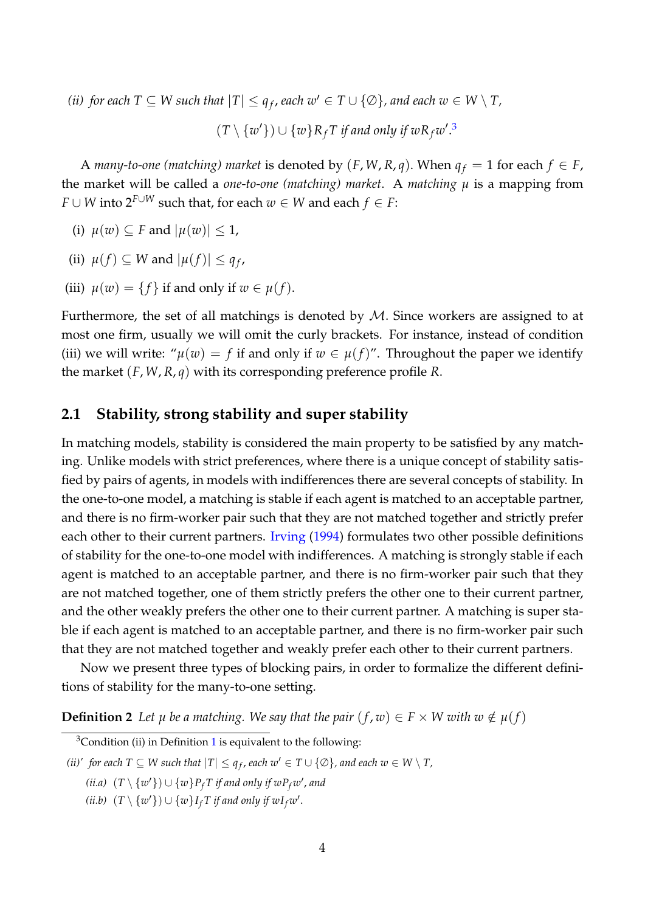*(ii) for each $T \subseteq W$ such that $|T| \leq q_f$, each $w' \in T \cup \{\emptyset\}$, and each $w \in W \setminus T$,*

$$(T \setminus \{w'\}) \cup \{w\} R_f T \text{ if and only if } w R_f w'.$$ [3]

A *many-to-one (matching) market* is denoted by $(F, W, R, q)$. When $q_f = 1$ for each $f \in F$, the market will be called a *one-to-one (matching) market*. A *matching* $\mu$ is a mapping from $F \cup W$ into $2^{F \cup W}$ such that, for each $w \in W$ and each $f \in F$:

(i) $\mu(w) \subseteq F$ and $|\mu(w)| \leq 1$,

(ii) $\mu(f) \subseteq W$ and $|\mu(f)| \leq q_f$,

(iii) $\mu(w) = \{f\}$ if and only if $w \in \mu(f)$.

Furthermore, the set of all matchings is denoted by $\mathcal{M}$. Since workers are assigned to at most one firm, usually we will omit the curly brackets. For instance, instead of condition (iii) we will write: "$\mu(w) = f$ if and only if $w \in \mu(f)$". Throughout the paper we identify the market $(F, W, R, q)$ with its corresponding preference profile $R$.

## 2.1 Stability, strong stability and super stability

In matching models, stability is considered the main property to be satisfied by any matching. Unlike models with strict preferences, where there is a unique concept of stability satisfied by pairs of agents, in models with indifferences there are several concepts of stability. In the one-to-one model, a matching is stable if each agent is matched to an acceptable partner, and there is no firm-worker pair such that they are not matched together and strictly prefer each other to their current partners. Irving (1994) formulates two other possible definitions of stability for the one-to-one model with indifferences. A matching is strongly stable if each agent is matched to an acceptable partner, and there is no firm-worker pair such that they are not matched together, one of them strictly prefers the other one to their current partner, and the other weakly prefers the other one to their current partner. A matching is super stable if each agent is matched to an acceptable partner, and there is no firm-worker pair such that they are not matched together and weakly prefer each other to their current partners.

Now we present three types of blocking pairs, in order to formalize the different definitions of stability for the many-to-one setting.

**Definition 2** *Let $\mu$ be a matching. We say that the pair $(f, w) \in F \times W$ with $w \notin \mu(f)$*

---

[3] Condition (ii) in Definition 1 is equivalent to the following:

*(ii)' for each $T \subseteq W$ such that $|T| \leq q_f$, each $w' \in T \cup \{\emptyset\}$, and each $w \in W \setminus T$,*

*(ii.a) $(T \setminus \{w'\}) \cup \{w\} P_f T$ if and only if $w P_f w'$, and*

*(ii.b) $(T \setminus \{w'\}) \cup \{w\} I_f T$ if and only if $w I_f w'$.*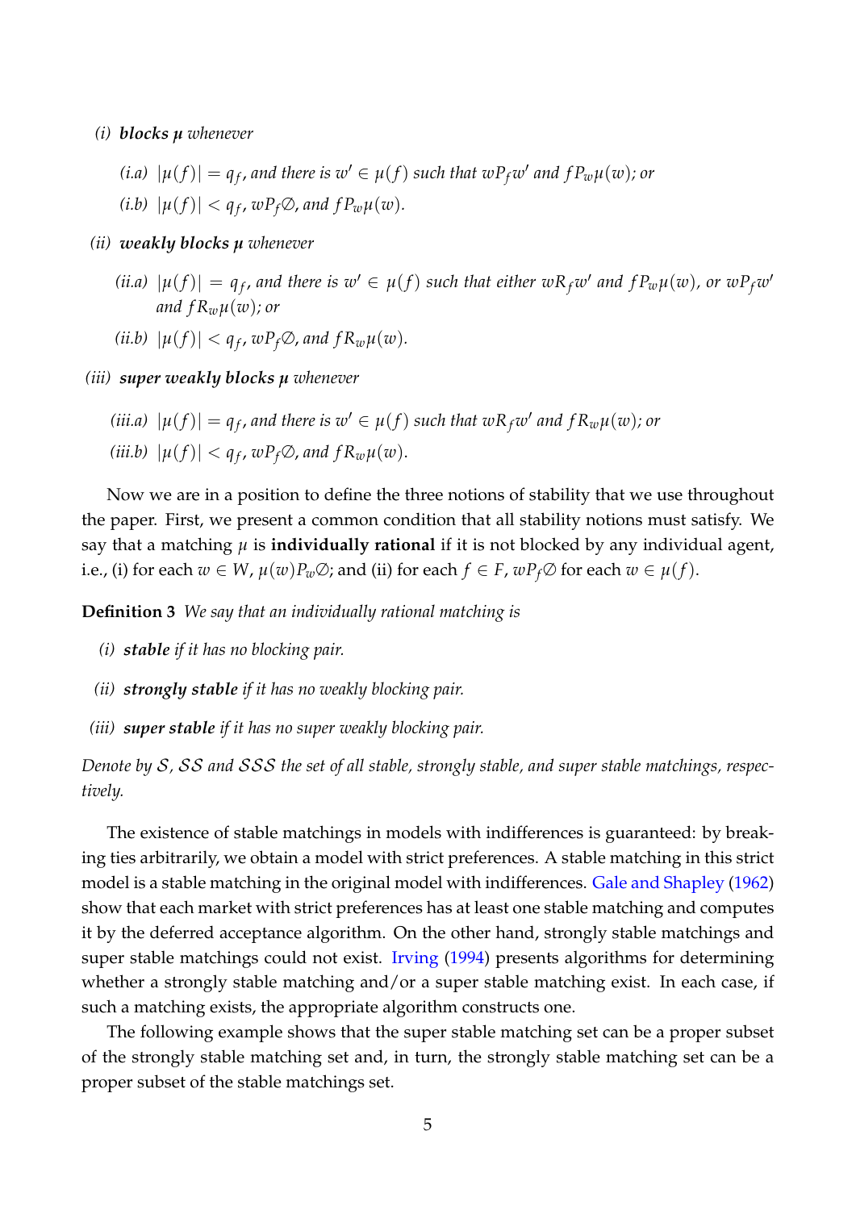*(i)* ***blocks*** $\boldsymbol{\mu}$ *whenever*

*(i.a)* $|\mu(f)| = q_f$*, and there is* $w' \in \mu(f)$ *such that* $wP_f w'$ *and* $fP_w\mu(w)$*; or*

*(i.b)* $|\mu(f)| < q_f$*,* $wP_f\emptyset$*, and* $fP_w\mu(w)$*.*

*(ii)* ***weakly blocks*** $\boldsymbol{\mu}$ *whenever*

*(ii.a)* $|\mu(f)| = q_f$*, and there is* $w' \in \mu(f)$ *such that either* $wR_f w'$ *and* $fP_w\mu(w)$*, or* $wP_f w'$ *and* $fR_w\mu(w)$*; or*

*(ii.b)* $|\mu(f)| < q_f$*,* $wP_f\emptyset$*, and* $fR_w\mu(w)$*.*

*(iii)* ***super weakly blocks*** $\boldsymbol{\mu}$ *whenever*

*(iii.a)* $|\mu(f)| = q_f$*, and there is* $w' \in \mu(f)$ *such that* $wR_f w'$ *and* $fR_w\mu(w)$*; or*

*(iii.b)* $|\mu(f)| < q_f$*,* $wP_f\emptyset$*, and* $fR_w\mu(w)$*.*

Now we are in a position to define the three notions of stability that we use throughout the paper. First, we present a common condition that all stability notions must satisfy. We say that a matching $\mu$ is **individually rational** if it is not blocked by any individual agent, i.e., (i) for each $w \in W$, $\mu(w)P_w\emptyset$; and (ii) for each $f \in F$, $wP_f\emptyset$ for each $w \in \mu(f)$.

**Definition 3** *We say that an individually rational matching is*

*(i)* ***stable*** *if it has no blocking pair.*

*(ii)* ***strongly stable*** *if it has no weakly blocking pair.*

*(iii)* ***super stable*** *if it has no super weakly blocking pair.*

*Denote by* $\mathcal{S}$*,* $\mathcal{SS}$ *and* $\mathcal{SSS}$ *the set of all stable, strongly stable, and super stable matchings, respectively.*

The existence of stable matchings in models with indifferences is guaranteed: by breaking ties arbitrarily, we obtain a model with strict preferences. A stable matching in this strict model is a stable matching in the original model with indifferences. Gale and Shapley (1962) show that each market with strict preferences has at least one stable matching and computes it by the deferred acceptance algorithm. On the other hand, strongly stable matchings and super stable matchings could not exist. Irving (1994) presents algorithms for determining whether a strongly stable matching and/or a super stable matching exist. In each case, if such a matching exists, the appropriate algorithm constructs one.

The following example shows that the super stable matching set can be a proper subset of the strongly stable matching set and, in turn, the strongly stable matching set can be a proper subset of the stable matchings set.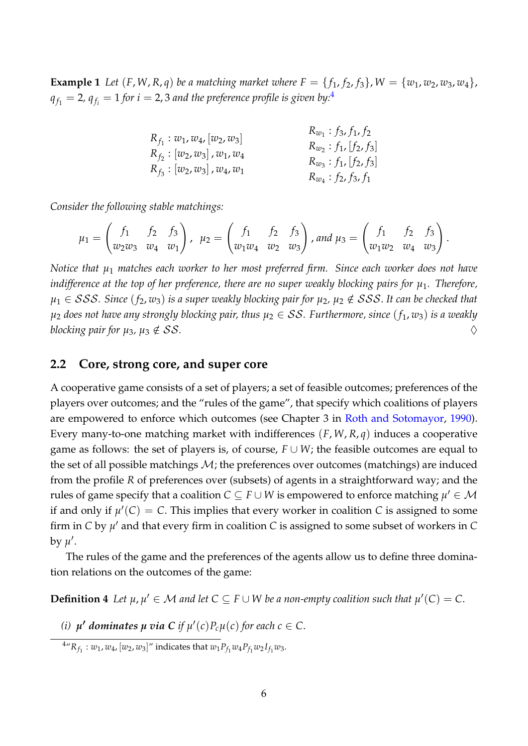**Example 1** *Let $(F, W, R, q)$ be a matching market where $F = \{f_1, f_2, f_3\}, W = \{w_1, w_2, w_3, w_4\}$, $q_{f_1} = 2$, $q_{f_i} = 1$ for $i = 2, 3$ and the preference profile is given by:*[4]

$$
\begin{array}{ll}
R_{f_1} : w_1, w_4, [w_2, w_3] & R_{w_1} : f_3, f_1, f_2 \\
R_{f_2} : [w_2, w_3], w_1, w_4 & R_{w_2} : f_1, [f_2, f_3] \\
R_{f_3} : [w_2, w_3], w_4, w_1 & R_{w_3} : f_1, [f_2, f_3] \\
 & R_{w_4} : f_2, f_3, f_1
\end{array}
$$

*Consider the following stable matchings:*

$$
\mu_1 = \begin{pmatrix} f_1 & f_2 & f_3 \\ w_2 w_3 & w_4 & w_1 \end{pmatrix}, \; \mu_2 = \begin{pmatrix} f_1 & f_2 & f_3 \\ w_1 w_4 & w_2 & w_3 \end{pmatrix}, \text{ and } \mu_3 = \begin{pmatrix} f_1 & f_2 & f_3 \\ w_1 w_2 & w_4 & w_3 \end{pmatrix}.
$$

*Notice that $\mu_1$ matches each worker to her most preferred firm. Since each worker does not have indifference at the top of her preference, there are no super weakly blocking pairs for $\mu_1$. Therefore, $\mu_1 \in \mathcal{SSS}$. Since $(f_2, w_3)$ is a super weakly blocking pair for $\mu_2$, $\mu_2 \notin \mathcal{SSS}$. It can be checked that $\mu_2$ does not have any strongly blocking pair, thus $\mu_2 \in \mathcal{SS}$. Furthermore, since $(f_1, w_3)$ is a weakly blocking pair for $\mu_3$, $\mu_3 \notin \mathcal{SS}$.* $\Diamond$

## 2.2 Core, strong core, and super core

A cooperative game consists of a set of players; a set of feasible outcomes; preferences of the players over outcomes; and the "rules of the game", that specify which coalitions of players are empowered to enforce which outcomes (see Chapter 3 in Roth and Sotomayor, 1990). Every many-to-one matching market with indifferences $(F, W, R, q)$ induces a cooperative game as follows: the set of players is, of course, $F \cup W$; the feasible outcomes are equal to the set of all possible matchings $\mathcal{M}$; the preferences over outcomes (matchings) are induced from the profile $R$ of preferences over (subsets) of agents in a straightforward way; and the rules of game specify that a coalition $C \subseteq F \cup W$ is empowered to enforce matching $\mu' \in \mathcal{M}$ if and only if $\mu'(C) = C$. This implies that every worker in coalition $C$ is assigned to some firm in $C$ by $\mu'$ and that every firm in coalition $C$ is assigned to some subset of workers in $C$ by $\mu'$.

The rules of the game and the preferences of the agents allow us to define three domination relations on the outcomes of the game:

**Definition 4** *Let $\mu, \mu' \in \mathcal{M}$ and let $C \subseteq F \cup W$ be a non-empty coalition such that $\mu'(C) = C$.*

*(i)* ***$\mu'$ dominates $\mu$ via $C$*** *if $\mu'(c) P_c \mu(c)$ for each $c \in C$.*

[4] "$R_{f_1} : w_1, w_4, [w_2, w_3]$" indicates that $w_1 P_{f_1} w_4 P_{f_1} w_2 I_{f_1} w_3$.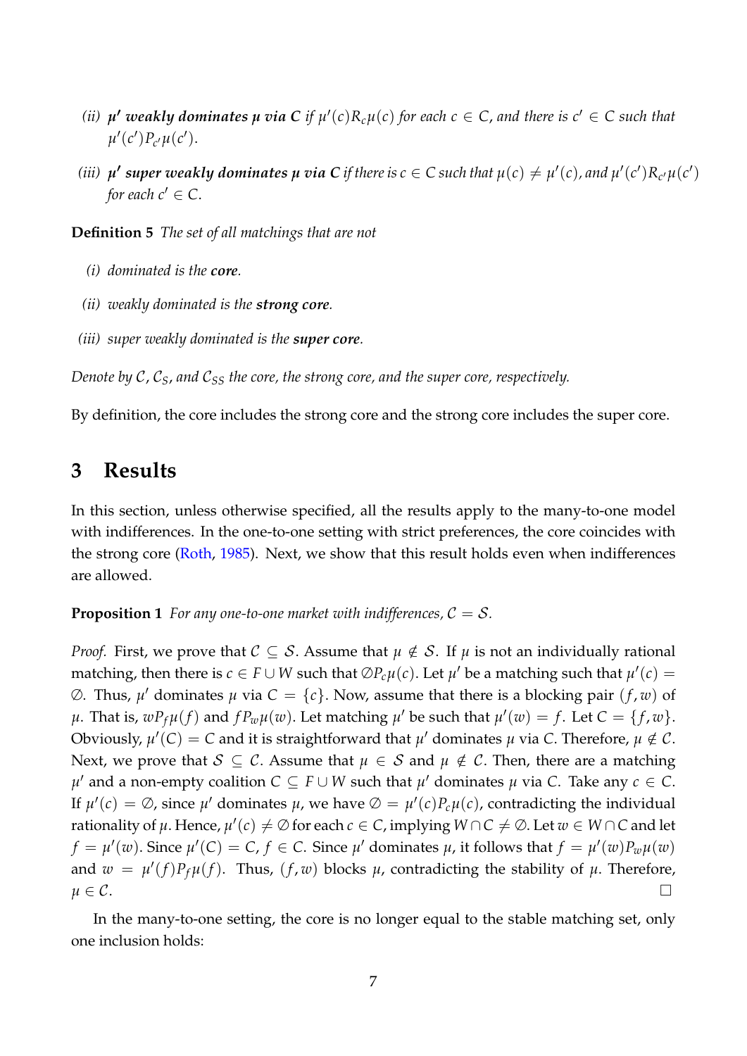*(ii)* ***$\mu'$ weakly dominates $\mu$ via $C$*** *if $\mu'(c) R_c \mu(c)$ for each $c \in C$, and there is $c' \in C$ such that $\mu'(c') P_{c'} \mu(c')$.*

*(iii)* ***$\mu'$ super weakly dominates $\mu$ via $C$*** *if there is $c \in C$ such that $\mu(c) \neq \mu'(c)$, and $\mu'(c') R_{c'} \mu(c')$ for each $c' \in C$.*

**Definition 5** *The set of all matchings that are not*

*(i) dominated is the **core**.*

*(ii) weakly dominated is the **strong core**.*

*(iii) super weakly dominated is the **super core**.*

*Denote by $\mathcal{C}$, $\mathcal{C}_S$, and $\mathcal{C}_{SS}$ the core, the strong core, and the super core, respectively.*

By definition, the core includes the strong core and the strong core includes the super core.

## 3 Results

In this section, unless otherwise specified, all the results apply to the many-to-one model with indifferences. In the one-to-one setting with strict preferences, the core coincides with the strong core (Roth, 1985). Next, we show that this result holds even when indifferences are allowed.

**Proposition 1** *For any one-to-one market with indifferences, $\mathcal{C} = \mathcal{S}$.*

*Proof.* First, we prove that $\mathcal{C} \subseteq \mathcal{S}$. Assume that $\mu \notin \mathcal{S}$. If $\mu$ is not an individually rational matching, then there is $c \in F \cup W$ such that $\emptyset P_c \mu(c)$. Let $\mu'$ be a matching such that $\mu'(c) = \emptyset$. Thus, $\mu'$ dominates $\mu$ via $C = \{c\}$. Now, assume that there is a blocking pair $(f, w)$ of $\mu$. That is, $w P_f \mu(f)$ and $f P_w \mu(w)$. Let matching $\mu'$ be such that $\mu'(w) = f$. Let $C = \{f, w\}$. Obviously, $\mu'(C) = C$ and it is straightforward that $\mu'$ dominates $\mu$ via $C$. Therefore, $\mu \notin \mathcal{C}$. Next, we prove that $\mathcal{S} \subseteq \mathcal{C}$. Assume that $\mu \in \mathcal{S}$ and $\mu \notin \mathcal{C}$. Then, there are a matching $\mu'$ and a non-empty coalition $C \subseteq F \cup W$ such that $\mu'$ dominates $\mu$ via $C$. Take any $c \in C$. If $\mu'(c) = \emptyset$, since $\mu'$ dominates $\mu$, we have $\emptyset = \mu'(c) P_c \mu(c)$, contradicting the individual rationality of $\mu$. Hence, $\mu'(c) \neq \emptyset$ for each $c \in C$, implying $W \cap C \neq \emptyset$. Let $w \in W \cap C$ and let $f = \mu'(w)$. Since $\mu'(C) = C$, $f \in C$. Since $\mu'$ dominates $\mu$, it follows that $f = \mu'(w) P_w \mu(w)$ and $w = \mu'(f) P_f \mu(f)$. Thus, $(f, w)$ blocks $\mu$, contradicting the stability of $\mu$. Therefore, $\mu \in \mathcal{C}$. $\square$

In the many-to-one setting, the core is no longer equal to the stable matching set, only one inclusion holds: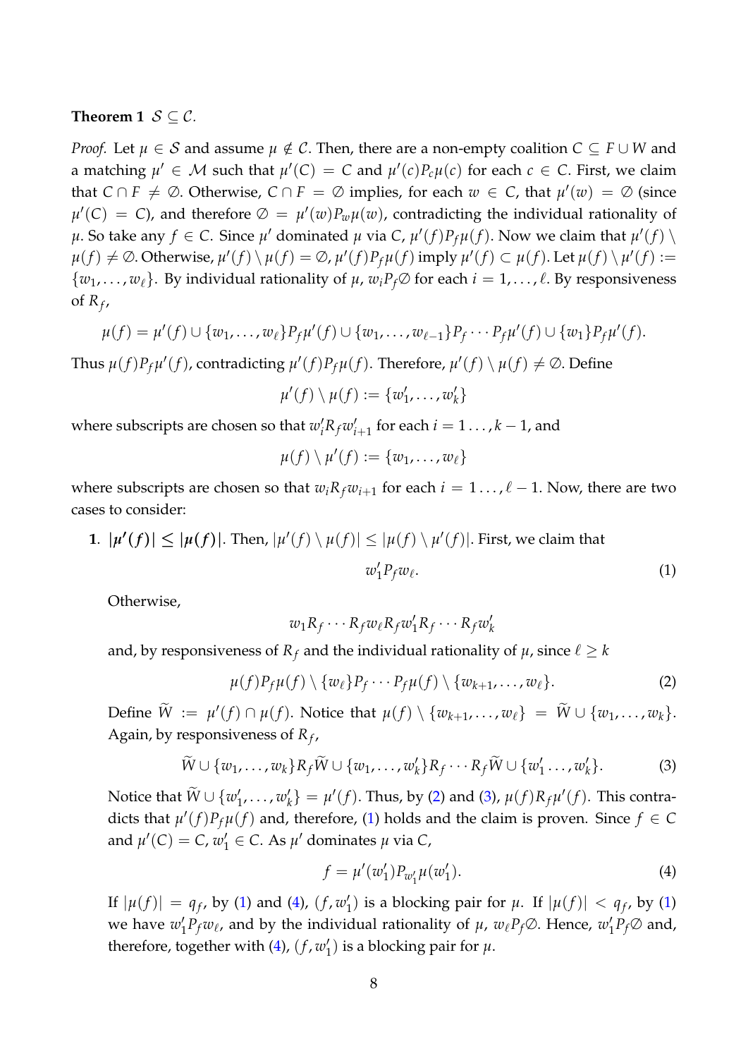**Theorem 1** $\mathcal{S} \subseteq \mathcal{C}$.

*Proof.* Let $\mu \in \mathcal{S}$ and assume $\mu \notin \mathcal{C}$. Then, there are a non-empty coalition $C \subseteq F \cup W$ and a matching $\mu' \in \mathcal{M}$ such that $\mu'(C) = C$ and $\mu'(c) P_c \mu(c)$ for each $c \in C$. First, we claim that $C \cap F \neq \emptyset$. Otherwise, $C \cap F = \emptyset$ implies, for each $w \in C$, that $\mu'(w) = \emptyset$ (since $\mu'(C) = C$), and therefore $\emptyset = \mu'(w) P_w \mu(w)$, contradicting the individual rationality of $\mu$. So take any $f \in C$. Since $\mu'$ dominated $\mu$ via $C$, $\mu'(f) P_f \mu(f)$. Now we claim that $\mu'(f) \setminus \mu(f) \neq \emptyset$. Otherwise, $\mu'(f) \setminus \mu(f) = \emptyset$, $\mu'(f) P_f \mu(f)$ imply $\mu'(f) \subset \mu(f)$. Let $\mu(f) \setminus \mu'(f) := \{w_1, \ldots, w_\ell\}$. By individual rationality of $\mu$, $w_i P_f \emptyset$ for each $i = 1, \ldots, \ell$. By responsiveness of $R_f$,

$$\mu(f) = \mu'(f) \cup \{w_1, \ldots, w_\ell\} P_f \mu'(f) \cup \{w_1, \ldots, w_{\ell-1}\} P_f \cdots P_f \mu'(f) \cup \{w_1\} P_f \mu'(f).$$

Thus $\mu(f) P_f \mu'(f)$, contradicting $\mu'(f) P_f \mu(f)$. Therefore, $\mu'(f) \setminus \mu(f) \neq \emptyset$. Define

$$\mu'(f) \setminus \mu(f) := \{w'_1, \ldots, w'_k\}$$

where subscripts are chosen so that $w'_i R_f w'_{i+1}$ for each $i = 1 \ldots, k-1$, and

$$\mu(f) \setminus \mu'(f) := \{w_1, \ldots, w_\ell\}$$

where subscripts are chosen so that $w_i R_f w_{i+1}$ for each $i = 1 \ldots, \ell - 1$. Now, there are two cases to consider:

1. $|\mu'(f)| \leq |\mu(f)|$. Then, $|\mu'(f) \setminus \mu(f)| \leq |\mu(f) \setminus \mu'(f)|$. First, we claim that

$$w'_1 P_f w_\ell. \tag{1}$$

   Otherwise,

$$w_1 R_f \cdots R_f w_\ell R_f w'_1 R_f \cdots R_f w'_k$$

   and, by responsiveness of $R_f$ and the individual rationality of $\mu$, since $\ell \geq k$

$$\mu(f) P_f \mu(f) \setminus \{w_\ell\} P_f \cdots P_f \mu(f) \setminus \{w_{k+1}, \ldots, w_\ell\}. \tag{2}$$

   Define $\widetilde{W} := \mu'(f) \cap \mu(f)$. Notice that $\mu(f) \setminus \{w_{k+1}, \ldots, w_\ell\} = \widetilde{W} \cup \{w_1, \ldots, w_k\}$. Again, by responsiveness of $R_f$,

$$\widetilde{W} \cup \{w_1, \ldots, w_k\} R_f \widetilde{W} \cup \{w_1, \ldots, w'_k\} R_f \cdots R_f \widetilde{W} \cup \{w'_1 \ldots, w'_k\}. \tag{3}$$

   Notice that $\widetilde{W} \cup \{w'_1, \ldots, w'_k\} = \mu'(f)$. Thus, by (2) and (3), $\mu(f) R_f \mu'(f)$. This contradicts that $\mu'(f) P_f \mu(f)$ and, therefore, (1) holds and the claim is proven. Since $f \in C$ and $\mu'(C) = C$, $w'_1 \in C$. As $\mu'$ dominates $\mu$ via $C$,

$$f = \mu'(w'_1) P_{w'_1} \mu(w'_1). \tag{4}$$

   If $|\mu(f)| = q_f$, by (1) and (4), $(f, w'_1)$ is a blocking pair for $\mu$. If $|\mu(f)| < q_f$, by (1) we have $w'_1 P_f w_\ell$, and by the individual rationality of $\mu$, $w_\ell P_f \emptyset$. Hence, $w'_1 P_f \emptyset$ and, therefore, together with (4), $(f, w'_1)$ is a blocking pair for $\mu$.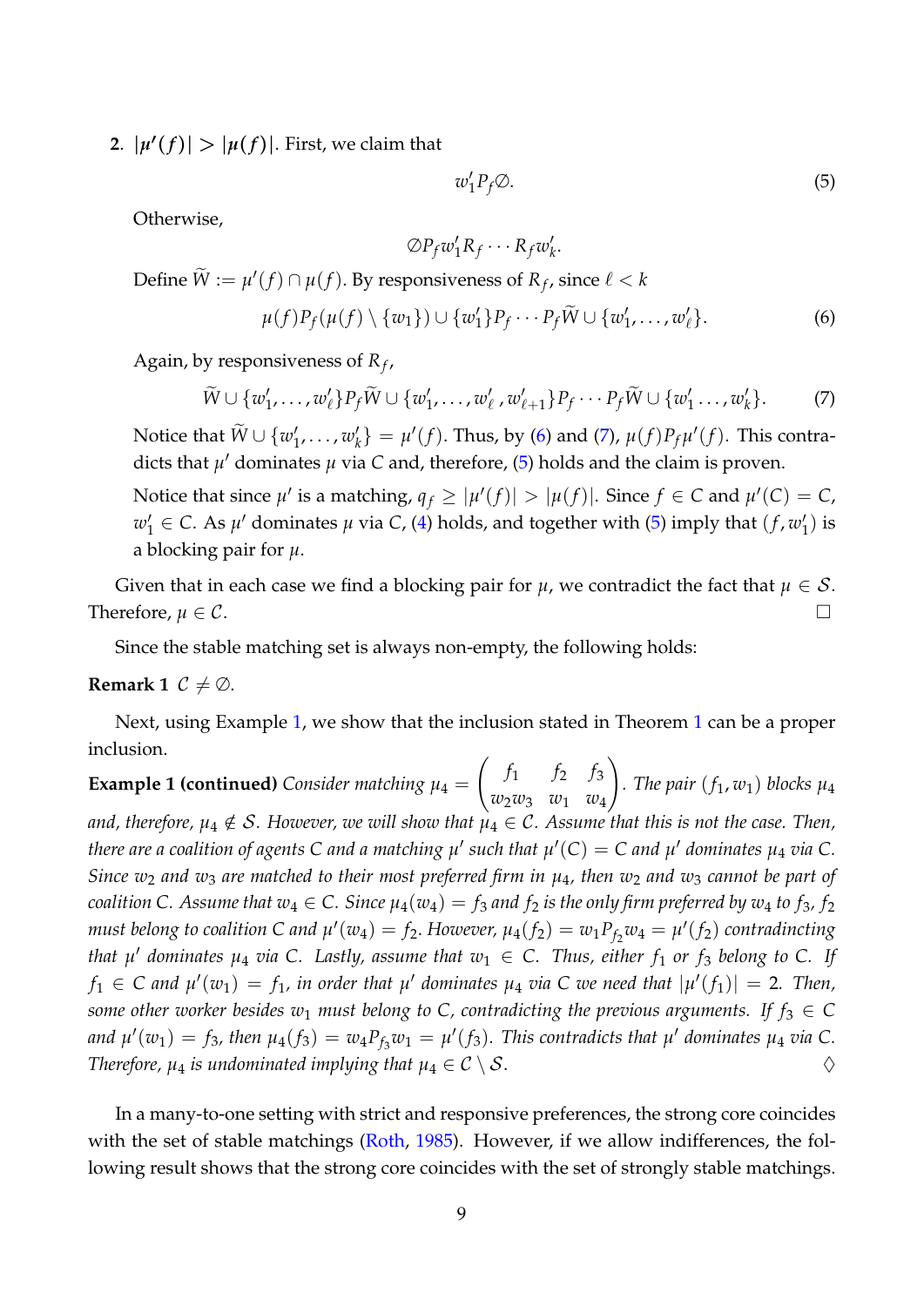2. $|\mu'(f)| > |\mu(f)|$. First, we claim that

$$w'_1 P_f \emptyset. \tag{5}$$

Otherwise,

$$\emptyset P_f w'_1 R_f \cdots R_f w'_k.$$

Define $\widetilde{W} := \mu'(f) \cap \mu(f)$. By responsiveness of $R_f$, since $\ell < k$

$$\mu(f) P_f (\mu(f) \setminus \{w_1\}) \cup \{w'_1\} P_f \cdots P_f \widetilde{W} \cup \{w'_1, \ldots, w'_\ell\}. \tag{6}$$

Again, by responsiveness of $R_f$,

$$\widetilde{W} \cup \{w'_1, \ldots, w'_\ell\} P_f \widetilde{W} \cup \{w'_1, \ldots, w'_\ell, w'_{\ell+1}\} P_f \cdots P_f \widetilde{W} \cup \{w'_1 \ldots, w'_k\}. \tag{7}$$

Notice that $\widetilde{W} \cup \{w'_1, \ldots, w'_k\} = \mu'(f)$. Thus, by (6) and (7), $\mu(f) P_f \mu'(f)$. This contradicts that $\mu'$ dominates $\mu$ via $C$ and, therefore, (5) holds and the claim is proven.

Notice that since $\mu'$ is a matching, $q_f \geq |\mu'(f)| > |\mu(f)|$. Since $f \in C$ and $\mu'(C) = C$, $w'_1 \in C$. As $\mu'$ dominates $\mu$ via $C$, (4) holds, and together with (5) imply that $(f, w'_1)$ is a blocking pair for $\mu$.

Given that in each case we find a blocking pair for $\mu$, we contradict the fact that $\mu \in \mathcal{S}$. Therefore, $\mu \in \mathcal{C}$. $\square$

Since the stable matching set is always non-empty, the following holds:

**Remark 1** $\mathcal{C} \neq \emptyset$.

Next, using Example 1, we show that the inclusion stated in Theorem 1 can be a proper inclusion.

**Example 1 (continued)** *Consider matching* $\mu_4 = \begin{pmatrix} f_1 & f_2 & f_3 \\ w_2 w_3 & w_1 & w_4 \end{pmatrix}$. *The pair* $(f_1, w_1)$ *blocks* $\mu_4$ *and, therefore,* $\mu_4 \notin \mathcal{S}$. *However, we will show that* $\mu_4 \in \mathcal{C}$. *Assume that this is not the case. Then, there are a coalition of agents* $C$ *and a matching* $\mu'$ *such that* $\mu'(C) = C$ *and* $\mu'$ *dominates* $\mu_4$ *via* $C$. *Since* $w_2$ *and* $w_3$ *are matched to their most preferred firm in* $\mu_4$, *then* $w_2$ *and* $w_3$ *cannot be part of coalition* $C$. *Assume that* $w_4 \in C$. *Since* $\mu_4(w_4) = f_3$ *and* $f_2$ *is the only firm preferred by* $w_4$ *to* $f_3$, $f_2$ *must belong to coalition* $C$ *and* $\mu'(w_4) = f_2$. *However,* $\mu_4(f_2) = w_1 P_{f_2} w_4 = \mu'(f_2)$ *contradincting that* $\mu'$ *dominates* $\mu_4$ *via* $C$. *Lastly, assume that* $w_1 \in C$. *Thus, either* $f_1$ *or* $f_3$ *belong to* $C$. *If* $f_1 \in C$ *and* $\mu'(w_1) = f_1$, *in order that* $\mu'$ *dominates* $\mu_4$ *via* $C$ *we need that* $|\mu'(f_1)| = 2$. *Then, some other worker besides* $w_1$ *must belong to* $C$, *contradicting the previous arguments. If* $f_3 \in C$ *and* $\mu'(w_1) = f_3$, *then* $\mu_4(f_3) = w_4 P_{f_3} w_1 = \mu'(f_3)$. *This contradicts that* $\mu'$ *dominates* $\mu_4$ *via* $C$. *Therefore,* $\mu_4$ *is undominated implying that* $\mu_4 \in \mathcal{C} \setminus \mathcal{S}$. $\Diamond$

In a many-to-one setting with strict and responsive preferences, the strong core coincides with the set of stable matchings (Roth, 1985). However, if we allow indifferences, the following result shows that the strong core coincides with the set of strongly stable matchings.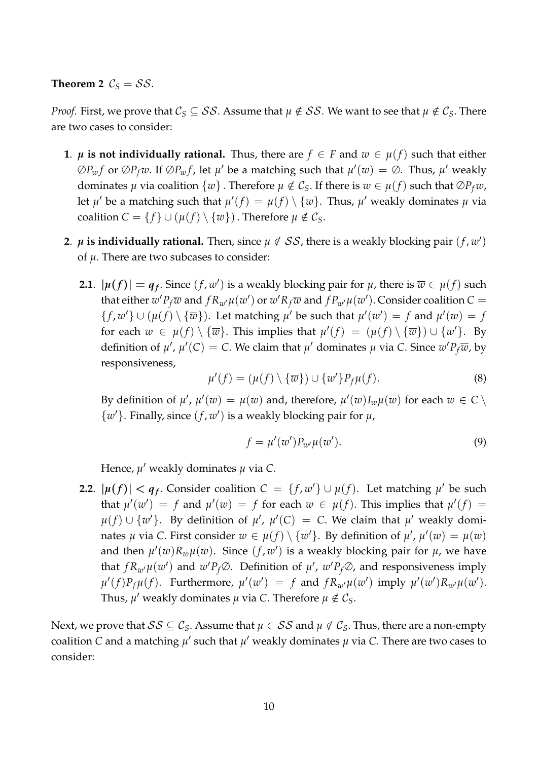**Theorem 2** $\mathcal{C}_S = \mathcal{SS}$.

*Proof.* First, we prove that $\mathcal{C}_S \subseteq \mathcal{SS}$. Assume that $\mu \notin \mathcal{SS}$. We want to see that $\mu \notin \mathcal{C}_S$. There are two cases to consider:

1. **$\mu$ is not individually rational.** Thus, there are $f \in F$ and $w \in \mu(f)$ such that either $\emptyset P_w f$ or $\emptyset P_f w$. If $\emptyset P_w f$, let $\mu'$ be a matching such that $\mu'(w) = \emptyset$. Thus, $\mu'$ weakly dominates $\mu$ via coalition $\{w\}$ . Therefore $\mu \notin \mathcal{C}_S$. If there is $w \in \mu(f)$ such that $\emptyset P_f w$, let $\mu'$ be a matching such that $\mu'(f) = \mu(f) \setminus \{w\}$. Thus, $\mu'$ weakly dominates $\mu$ via coalition $C = \{f\} \cup (\mu(f) \setminus \{w\})$ . Therefore $\mu \notin \mathcal{C}_S$.

2. **$\mu$ is individually rational.** Then, since $\mu \notin \mathcal{SS}$, there is a weakly blocking pair $(f, w')$ of $\mu$. There are two subcases to consider:

   **2.1.** $|\mu(f)| = q_f$. Since $(f, w')$ is a weakly blocking pair for $\mu$, there is $\overline{w} \in \mu(f)$ such that either $w' P_f \overline{w}$ and $f R_{w'} \mu(w')$ or $w' R_f \overline{w}$ and $f P_{w'} \mu(w')$. Consider coalition $C = \{f, w'\} \cup (\mu(f) \setminus \{\overline{w}\})$. Let matching $\mu'$ be such that $\mu'(w') = f$ and $\mu'(w) = f$ for each $w \in \mu(f) \setminus \{\overline{w}\}$. This implies that $\mu'(f) = (\mu(f) \setminus \{\overline{w}\}) \cup \{w'\}$. By definition of $\mu'$, $\mu'(C) = C$. We claim that $\mu'$ dominates $\mu$ via $C$. Since $w' P_f \overline{w}$, by responsiveness,

   $$\mu'(f) = (\mu(f) \setminus \{\overline{w}\}) \cup \{w'\} P_f \mu(f). \tag{8}$$

   By definition of $\mu'$, $\mu'(w) = \mu(w)$ and, therefore, $\mu'(w) I_w \mu(w)$ for each $w \in C \setminus \{w'\}$. Finally, since $(f, w')$ is a weakly blocking pair for $\mu$,

   $$f = \mu'(w') P_{w'} \mu(w'). \tag{9}$$

   Hence, $\mu'$ weakly dominates $\mu$ via $C$.

   **2.2.** $|\mu(f)| < q_f$. Consider coalition $C = \{f, w'\} \cup \mu(f)$. Let matching $\mu'$ be such that $\mu'(w') = f$ and $\mu'(w) = f$ for each $w \in \mu(f)$. This implies that $\mu'(f) = \mu(f) \cup \{w'\}$. By definition of $\mu'$, $\mu'(C) = C$. We claim that $\mu'$ weakly dominates $\mu$ via $C$. First consider $w \in \mu(f) \setminus \{w'\}$. By definition of $\mu'$, $\mu'(w) = \mu(w)$ and then $\mu'(w) R_w \mu(w)$. Since $(f, w')$ is a weakly blocking pair for $\mu$, we have that $f R_{w'} \mu(w')$ and $w' P_f \emptyset$. Definition of $\mu'$, $w' P_f \emptyset$, and responsiveness imply $\mu'(f) P_f \mu(f)$. Furthermore, $\mu'(w') = f$ and $f R_{w'} \mu(w')$ imply $\mu'(w') R_{w'} \mu(w')$. Thus, $\mu'$ weakly dominates $\mu$ via $C$. Therefore $\mu \notin \mathcal{C}_S$.

Next, we prove that $\mathcal{SS} \subseteq \mathcal{C}_S$. Assume that $\mu \in \mathcal{SS}$ and $\mu \notin \mathcal{C}_S$. Thus, there are a non-empty coalition $C$ and a matching $\mu'$ such that $\mu'$ weakly dominates $\mu$ via $C$. There are two cases to consider: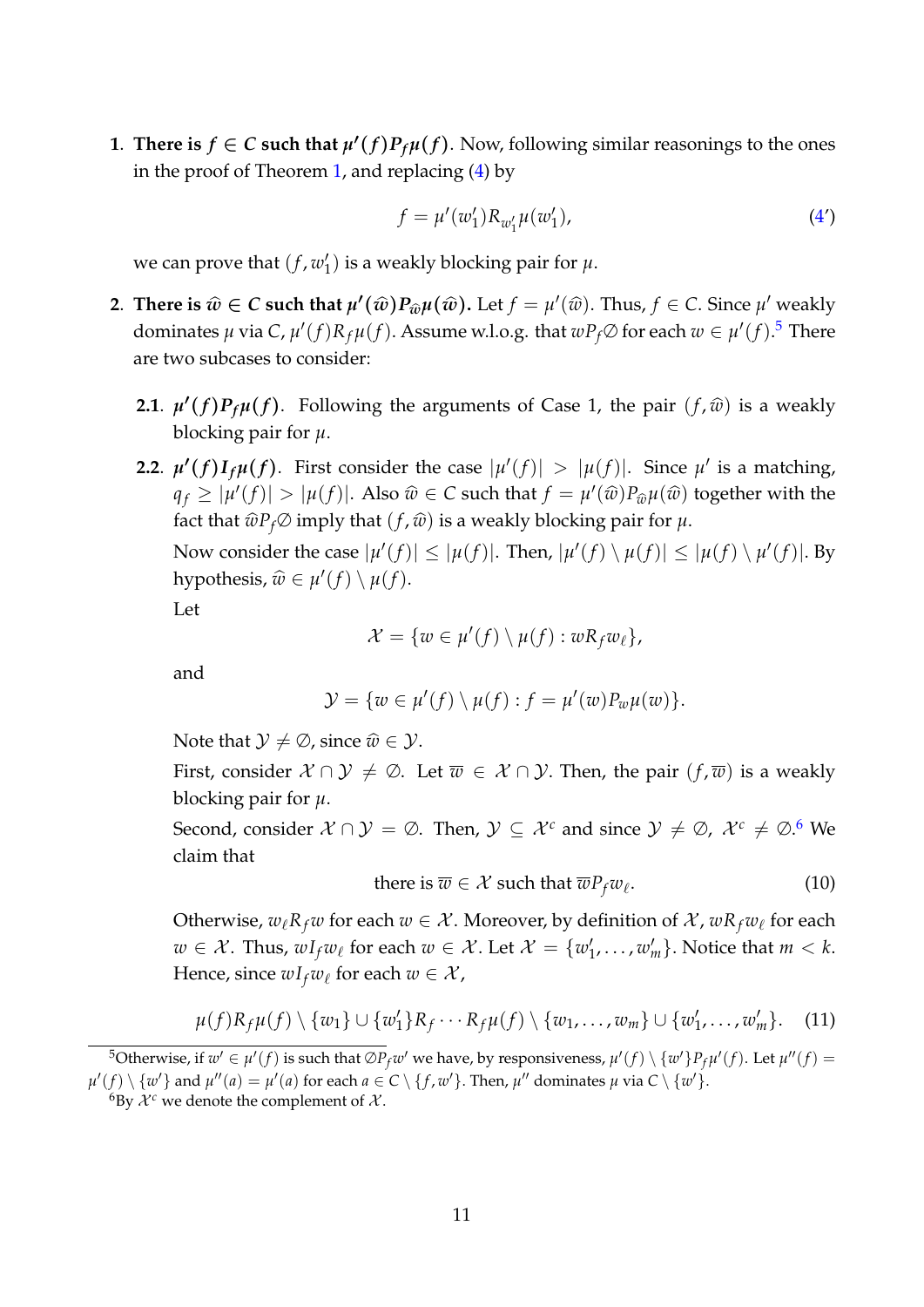1. **There is $f \in C$ such that $\mu'(f) P_f \mu(f)$.** Now, following similar reasonings to the ones in the proof of Theorem 1, and replacing (4) by

$$f = \mu'(w_1') R_{w_1'} \mu(w_1'), \tag{4'}$$

   we can prove that $(f, w_1')$ is a weakly blocking pair for $\mu$.

2. **There is $\widehat{w} \in C$ such that $\mu'(\widehat{w}) P_{\widehat{w}} \mu(\widehat{w})$.** Let $f = \mu'(\widehat{w})$. Thus, $f \in C$. Since $\mu'$ weakly dominates $\mu$ via $C$, $\mu'(f) R_f \mu(f)$. Assume w.l.o.g. that $w P_f \emptyset$ for each $w \in \mu'(f)$.[5] There are two subcases to consider:

   **2.1.** $\mu'(f) P_f \mu(f)$. Following the arguments of Case 1, the pair $(f, \widehat{w})$ is a weakly blocking pair for $\mu$.

   **2.2.** $\mu'(f) I_f \mu(f)$. First consider the case $|\mu'(f)| > |\mu(f)|$. Since $\mu'$ is a matching, $q_f \geq |\mu'(f)| > |\mu(f)|$. Also $\widehat{w} \in C$ such that $f = \mu'(\widehat{w}) P_{\widehat{w}} \mu(\widehat{w})$ together with the fact that $\widehat{w} P_f \emptyset$ imply that $(f, \widehat{w})$ is a weakly blocking pair for $\mu$.

   Now consider the case $|\mu'(f)| \leq |\mu(f)|$. Then, $|\mu'(f) \setminus \mu(f)| \leq |\mu(f) \setminus \mu'(f)|$. By hypothesis, $\widehat{w} \in \mu'(f) \setminus \mu(f)$.

   Let

$$\mathcal{X} = \{w \in \mu'(f) \setminus \mu(f) : w R_f w_\ell\},$$

   and

$$\mathcal{Y} = \{w \in \mu'(f) \setminus \mu(f) : f = \mu'(w) P_w \mu(w)\}.$$

   Note that $\mathcal{Y} \neq \emptyset$, since $\widehat{w} \in \mathcal{Y}$.

   First, consider $\mathcal{X} \cap \mathcal{Y} \neq \emptyset$. Let $\overline{w} \in \mathcal{X} \cap \mathcal{Y}$. Then, the pair $(f, \overline{w})$ is a weakly blocking pair for $\mu$.

   Second, consider $\mathcal{X} \cap \mathcal{Y} = \emptyset$. Then, $\mathcal{Y} \subseteq \mathcal{X}^c$ and since $\mathcal{Y} \neq \emptyset$, $\mathcal{X}^c \neq \emptyset$.[6] We claim that

$$\text{there is } \overline{w} \in \mathcal{X} \text{ such that } \overline{w} P_f w_\ell. \tag{10}$$

   Otherwise, $w_\ell R_f w$ for each $w \in \mathcal{X}$. Moreover, by definition of $\mathcal{X}$, $w R_f w_\ell$ for each $w \in \mathcal{X}$. Thus, $w I_f w_\ell$ for each $w \in \mathcal{X}$. Let $\mathcal{X} = \{w_1', \ldots, w_m'\}$. Notice that $m < k$. Hence, since $w I_f w_\ell$ for each $w \in \mathcal{X}$,

$$\mu(f) R_f \mu(f) \setminus \{w_1\} \cup \{w_1'\} R_f \cdots R_f \mu(f) \setminus \{w_1, \ldots, w_m\} \cup \{w_1', \ldots, w_m'\}. \tag{11}$$

---

[5] Otherwise, if $w' \in \mu'(f)$ is such that $\emptyset P_f w'$ we have, by responsiveness, $\mu'(f) \setminus \{w'\} P_f \mu'(f)$. Let $\mu''(f) = \mu'(f) \setminus \{w'\}$ and $\mu''(a) = \mu'(a)$ for each $a \in C \setminus \{f, w'\}$. Then, $\mu''$ dominates $\mu$ via $C \setminus \{w'\}$.

[6] By $\mathcal{X}^c$ we denote the complement of $\mathcal{X}$.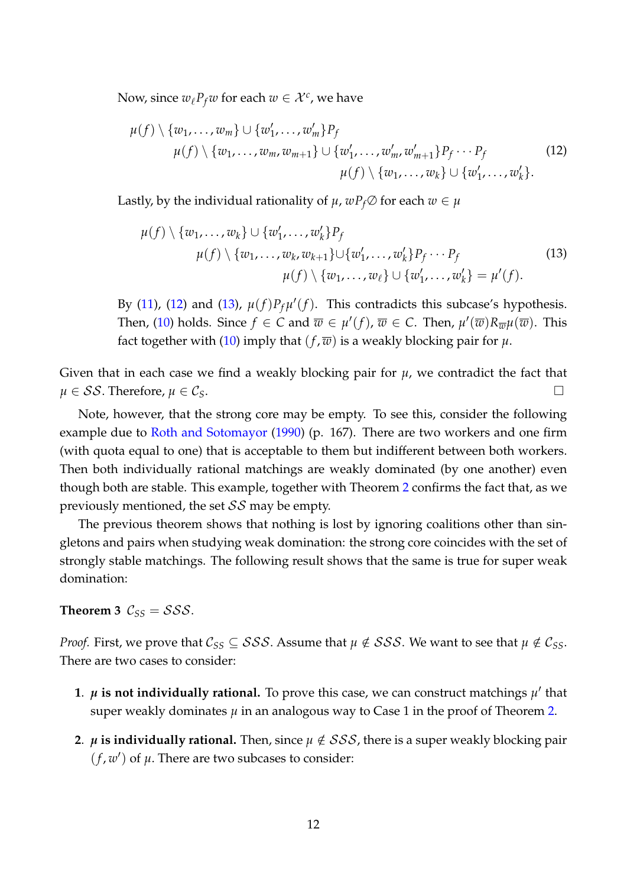Now, since $w_\ell P_f w$ for each $w \in \mathcal{X}^c$, we have

$$
\begin{aligned}
\mu(f) \setminus \{w_1, \ldots, w_m\} \cup \{w'_1, \ldots, w'_m\} P_f & \\
\mu(f) \setminus \{w_1, \ldots, w_m, w_{m+1}\} \cup \{w'_1, \ldots, w'_m, w'_{m+1}\} P_f \cdots P_f & \\
\mu(f) \setminus \{w_1, \ldots, w_k\} \cup \{w'_1, \ldots, w'_k\}. &
\end{aligned} \tag{12}
$$

Lastly, by the individual rationality of $\mu$, $w P_f \emptyset$ for each $w \in \mu$

$$
\begin{aligned}
\mu(f) \setminus \{w_1, \ldots, w_k\} \cup \{w'_1, \ldots, w'_k\} P_f & \\
\mu(f) \setminus \{w_1, \ldots, w_k, w_{k+1}\} \cup \{w'_1, \ldots, w'_k\} P_f \cdots P_f & \\
\mu(f) \setminus \{w_1, \ldots, w_\ell\} \cup \{w'_1, \ldots, w'_k\} = \mu'(f). &
\end{aligned} \tag{13}
$$

By (11), (12) and (13), $\mu(f) P_f \mu'(f)$. This contradicts this subcase's hypothesis. Then, (10) holds. Since $f \in C$ and $\overline{w} \in \mu'(f)$, $\overline{w} \in C$. Then, $\mu'(\overline{w}) R_{\overline{w}} \mu(\overline{w})$. This fact together with (10) imply that $(f, \overline{w})$ is a weakly blocking pair for $\mu$.

Given that in each case we find a weakly blocking pair for $\mu$, we contradict the fact that $\mu \in \mathcal{SS}$. Therefore, $\mu \in \mathcal{C}_S$. □

Note, however, that the strong core may be empty. To see this, consider the following example due to Roth and Sotomayor (1990) (p. 167). There are two workers and one firm (with quota equal to one) that is acceptable to them but indifferent between both workers. Then both individually rational matchings are weakly dominated (by one another) even though both are stable. This example, together with Theorem 2 confirms the fact that, as we previously mentioned, the set $\mathcal{SS}$ may be empty.

The previous theorem shows that nothing is lost by ignoring coalitions other than singletons and pairs when studying weak domination: the strong core coincides with the set of strongly stable matchings. The following result shows that the same is true for super weak domination:

**Theorem 3** $\mathcal{C}_{SS} = \mathcal{SSS}$.

*Proof.* First, we prove that $\mathcal{C}_{SS} \subseteq \mathcal{SSS}$. Assume that $\mu \notin \mathcal{SSS}$. We want to see that $\mu \notin \mathcal{C}_{SS}$. There are two cases to consider:

1. **$\mu$ is not individually rational.** To prove this case, we can construct matchings $\mu'$ that super weakly dominates $\mu$ in an analogous way to Case 1 in the proof of Theorem 2.

2. **$\mu$ is individually rational.** Then, since $\mu \notin \mathcal{SSS}$, there is a super weakly blocking pair $(f, w')$ of $\mu$. There are two subcases to consider: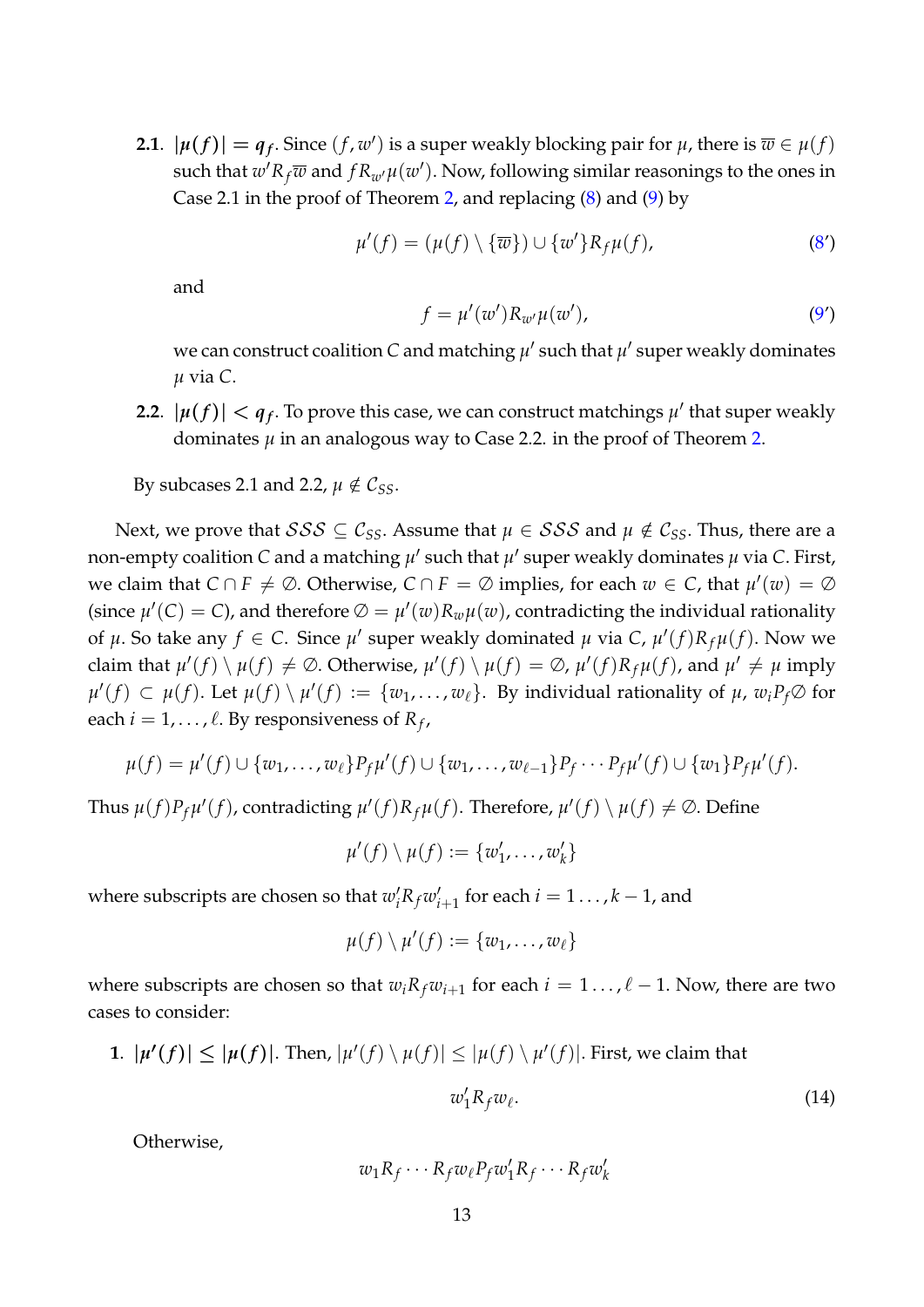**2.1**. $|\mu(f)| = q_f$. Since $(f, w')$ is a super weakly blocking pair for $\mu$, there is $\overline{w} \in \mu(f)$ such that $w' R_f \overline{w}$ and $f R_{w'} \mu(w')$. Now, following similar reasonings to the ones in Case 2.1 in the proof of Theorem 2, and replacing (8) and (9) by

$$\mu'(f) = (\mu(f) \setminus \{\overline{w}\}) \cup \{w'\} R_f \mu(f), \tag{8'}$$

and

$$f = \mu'(w') R_{w'} \mu(w'), \tag{9'}$$

we can construct coalition $C$ and matching $\mu'$ such that $\mu'$ super weakly dominates $\mu$ via $C$.

**2.2**. $|\mu(f)| < q_f$. To prove this case, we can construct matchings $\mu'$ that super weakly dominates $\mu$ in an analogous way to Case 2.2. in the proof of Theorem 2.

By subcases 2.1 and 2.2, $\mu \notin \mathcal{C}_{SS}$.

Next, we prove that $\mathcal{SSS} \subseteq \mathcal{C}_{SS}$. Assume that $\mu \in \mathcal{SSS}$ and $\mu \notin \mathcal{C}_{SS}$. Thus, there are a non-empty coalition $C$ and a matching $\mu'$ such that $\mu'$ super weakly dominates $\mu$ via $C$. First, we claim that $C \cap F \neq \emptyset$. Otherwise, $C \cap F = \emptyset$ implies, for each $w \in C$, that $\mu'(w) = \emptyset$ (since $\mu'(C) = C$), and therefore $\emptyset = \mu'(w) R_w \mu(w)$, contradicting the individual rationality of $\mu$. So take any $f \in C$. Since $\mu'$ super weakly dominated $\mu$ via $C$, $\mu'(f) R_f \mu(f)$. Now we claim that $\mu'(f) \setminus \mu(f) \neq \emptyset$. Otherwise, $\mu'(f) \setminus \mu(f) = \emptyset$, $\mu'(f) R_f \mu(f)$, and $\mu' \neq \mu$ imply $\mu'(f) \subset \mu(f)$. Let $\mu(f) \setminus \mu'(f) := \{w_1, \ldots, w_\ell\}$. By individual rationality of $\mu$, $w_i P_f \emptyset$ for each $i = 1, \ldots, \ell$. By responsiveness of $R_f$,

$$\mu(f) = \mu'(f) \cup \{w_1, \ldots, w_\ell\} P_f \mu'(f) \cup \{w_1, \ldots, w_{\ell-1}\} P_f \cdots P_f \mu'(f) \cup \{w_1\} P_f \mu'(f).$$

Thus $\mu(f) P_f \mu'(f)$, contradicting $\mu'(f) R_f \mu(f)$. Therefore, $\mu'(f) \setminus \mu(f) \neq \emptyset$. Define

$$\mu'(f) \setminus \mu(f) := \{w'_1, \ldots, w'_k\}$$

where subscripts are chosen so that $w'_i R_f w'_{i+1}$ for each $i = 1 \ldots, k-1$, and

$$\mu(f) \setminus \mu'(f) := \{w_1, \ldots, w_\ell\}$$

where subscripts are chosen so that $w_i R_f w_{i+1}$ for each $i = 1 \ldots, \ell - 1$. Now, there are two cases to consider:

**1**. $|\mu'(f)| \leq |\mu(f)|$. Then, $|\mu'(f) \setminus \mu(f)| \leq |\mu(f) \setminus \mu'(f)|$. First, we claim that

$$w'_1 R_f w_\ell. \tag{14}$$

Otherwise,

$$w_1 R_f \cdots R_f w_\ell P_f w'_1 R_f \cdots R_f w'_k$$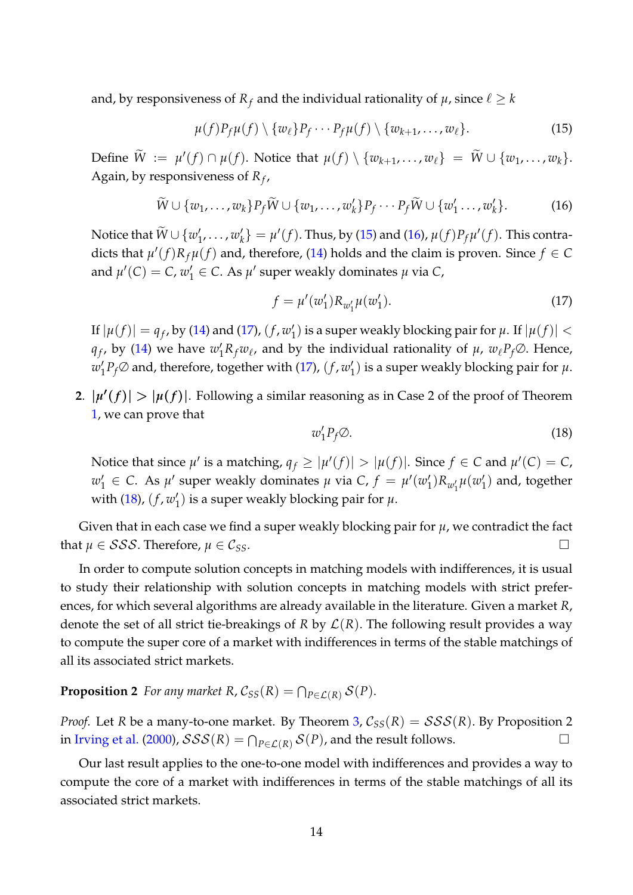and, by responsiveness of $R_f$ and the individual rationality of $\mu$, since $\ell \geq k$

$$\mu(f)P_f\mu(f) \setminus \{w_\ell\}P_f \cdots P_f\mu(f) \setminus \{w_{k+1}, \ldots, w_\ell\}. \tag{15}$$

Define $\widetilde{W} := \mu'(f) \cap \mu(f)$. Notice that $\mu(f) \setminus \{w_{k+1}, \ldots, w_\ell\} = \widetilde{W} \cup \{w_1, \ldots, w_k\}$. Again, by responsiveness of $R_f$,

$$\widetilde{W} \cup \{w_1, \ldots, w_k\}P_f\widetilde{W} \cup \{w_1, \ldots, w'_k\}P_f \cdots P_f\widetilde{W} \cup \{w'_1 \ldots, w'_k\}. \tag{16}$$

Notice that $\widetilde{W} \cup \{w'_1, \ldots, w'_k\} = \mu'(f)$. Thus, by (15) and (16), $\mu(f)P_f\mu'(f)$. This contradicts that $\mu'(f)R_f\mu(f)$ and, therefore, (14) holds and the claim is proven. Since $f \in C$ and $\mu'(C) = C$, $w'_1 \in C$. As $\mu'$ super weakly dominates $\mu$ via $C$,

$$f = \mu'(w'_1)R_{w'_1}\mu(w'_1). \tag{17}$$

If $|\mu(f)| = q_f$, by (14) and (17), $(f, w'_1)$ is a super weakly blocking pair for $\mu$. If $|\mu(f)| < q_f$, by (14) we have $w'_1R_fw_\ell$, and by the individual rationality of $\mu$, $w_\ell P_f\emptyset$. Hence, $w'_1P_f\emptyset$ and, therefore, together with (17), $(f, w'_1)$ is a super weakly blocking pair for $\mu$.

2. $|\boldsymbol{\mu'(f)}| > |\boldsymbol{\mu(f)}|$. Following a similar reasoning as in Case 2 of the proof of Theorem 1, we can prove that

$$w'_1P_f\emptyset. \tag{18}$$

Notice that since $\mu'$ is a matching, $q_f \geq |\mu'(f)| > |\mu(f)|$. Since $f \in C$ and $\mu'(C) = C$, $w'_1 \in C$. As $\mu'$ super weakly dominates $\mu$ via $C$, $f = \mu'(w'_1)R_{w'_1}\mu(w'_1)$ and, together with (18), $(f, w'_1)$ is a super weakly blocking pair for $\mu$.

Given that in each case we find a super weakly blocking pair for $\mu$, we contradict the fact that $\mu \in \mathcal{SSS}$. Therefore, $\mu \in \mathcal{C}_{SS}$. $\square$

In order to compute solution concepts in matching models with indifferences, it is usual to study their relationship with solution concepts in matching models with strict preferences, for which several algorithms are already available in the literature. Given a market $R$, denote the set of all strict tie-breakings of $R$ by $\mathcal{L}(R)$. The following result provides a way to compute the super core of a market with indifferences in terms of the stable matchings of all its associated strict markets.

**Proposition 2** *For any market $R$, $\mathcal{C}_{SS}(R) = \bigcap_{P \in \mathcal{L}(R)} \mathcal{S}(P)$.*

*Proof.* Let $R$ be a many-to-one market. By Theorem 3, $\mathcal{C}_{SS}(R) = \mathcal{SSS}(R)$. By Proposition 2 in Irving et al. (2000), $\mathcal{SSS}(R) = \bigcap_{P \in \mathcal{L}(R)} \mathcal{S}(P)$, and the result follows. $\square$

Our last result applies to the one-to-one model with indifferences and provides a way to compute the core of a market with indifferences in terms of the stable matchings of all its associated strict markets.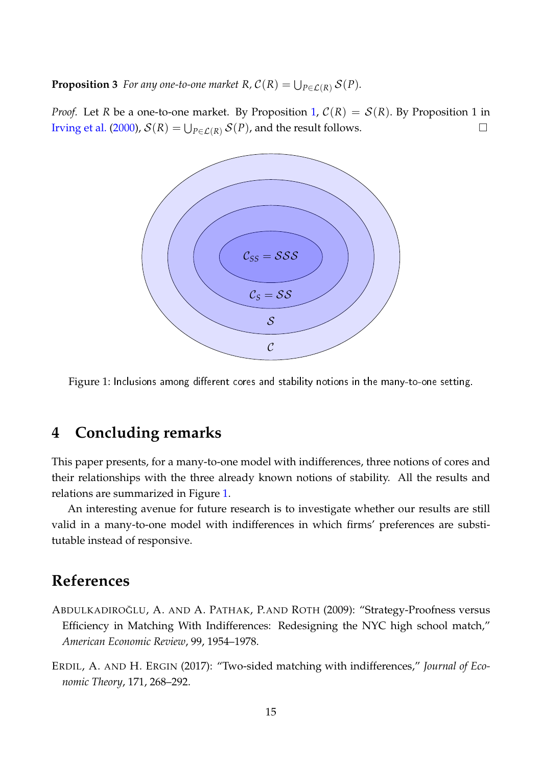**Proposition 3** *For any one-to-one market $R$, $\mathcal{C}(R) = \bigcup_{P \in \mathcal{L}(R)} \mathcal{S}(P)$.*

*Proof.* Let $R$ be a one-to-one market. By Proposition 1, $\mathcal{C}(R) = \mathcal{S}(R)$. By Proposition 1 in Irving et al. (2000), $\mathcal{S}(R) = \bigcup_{P \in \mathcal{L}(R)} \mathcal{S}(P)$, and the result follows. □

$\mathcal{C}_{SS} = \mathcal{SSS}$

$\mathcal{C}_S = \mathcal{SS}$

$\mathcal{S}$

$\mathcal{C}$

Figure 1: Inclusions among different cores and stability notions in the many-to-one setting.

# 4 Concluding remarks

This paper presents, for a many-to-one model with indifferences, three notions of cores and their relationships with the three already known notions of stability. All the results and relations are summarized in Figure 1.

An interesting avenue for future research is to investigate whether our results are still valid in a many-to-one model with indifferences in which firms' preferences are substitutable instead of responsive.

# References

ABDULKADIROĞLU, A. AND A. PATHAK, P.AND ROTH (2009): "Strategy-Proofness versus Efficiency in Matching With Indifferences: Redesigning the NYC high school match," *American Economic Review*, 99, 1954–1978.

ERDIL, A. AND H. ERGIN (2017): "Two-sided matching with indifferences," *Journal of Economic Theory*, 171, 268–292.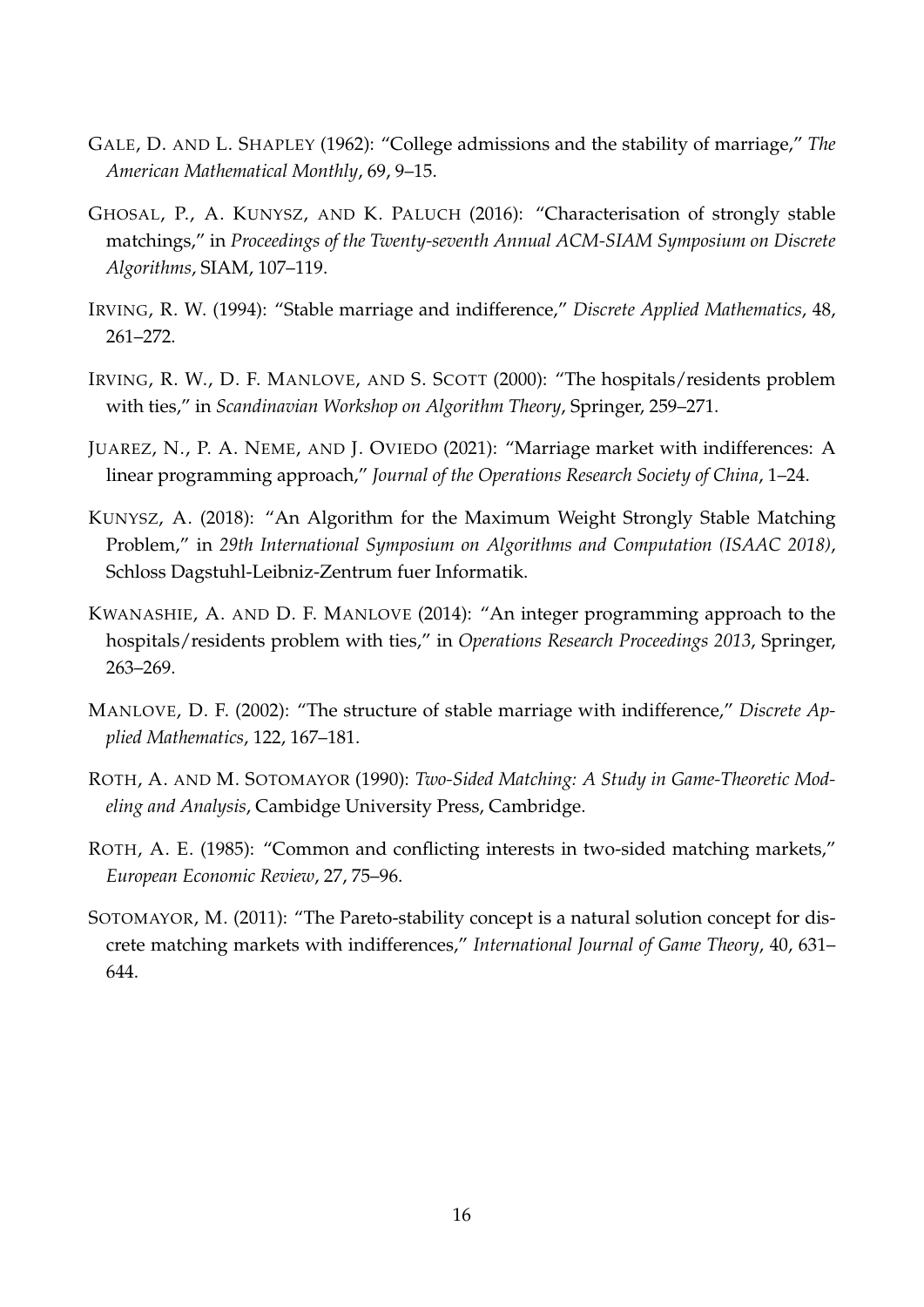GALE, D. AND L. SHAPLEY (1962): "College admissions and the stability of marriage," *The American Mathematical Monthly*, 69, 9–15.

GHOSAL, P., A. KUNYSZ, AND K. PALUCH (2016): "Characterisation of strongly stable matchings," in *Proceedings of the Twenty-seventh Annual ACM-SIAM Symposium on Discrete Algorithms*, SIAM, 107–119.

IRVING, R. W. (1994): "Stable marriage and indifference," *Discrete Applied Mathematics*, 48, 261–272.

IRVING, R. W., D. F. MANLOVE, AND S. SCOTT (2000): "The hospitals/residents problem with ties," in *Scandinavian Workshop on Algorithm Theory*, Springer, 259–271.

JUAREZ, N., P. A. NEME, AND J. OVIEDO (2021): "Marriage market with indifferences: A linear programming approach," *Journal of the Operations Research Society of China*, 1–24.

KUNYSZ, A. (2018): "An Algorithm for the Maximum Weight Strongly Stable Matching Problem," in *29th International Symposium on Algorithms and Computation (ISAAC 2018)*, Schloss Dagstuhl-Leibniz-Zentrum fuer Informatik.

KWANASHIE, A. AND D. F. MANLOVE (2014): "An integer programming approach to the hospitals/residents problem with ties," in *Operations Research Proceedings 2013*, Springer, 263–269.

MANLOVE, D. F. (2002): "The structure of stable marriage with indifference," *Discrete Applied Mathematics*, 122, 167–181.

ROTH, A. AND M. SOTOMAYOR (1990): *Two-Sided Matching: A Study in Game-Theoretic Modeling and Analysis*, Cambidge University Press, Cambridge.

ROTH, A. E. (1985): "Common and conflicting interests in two-sided matching markets," *European Economic Review*, 27, 75–96.

SOTOMAYOR, M. (2011): "The Pareto-stability concept is a natural solution concept for discrete matching markets with indifferences," *International Journal of Game Theory*, 40, 631–644.